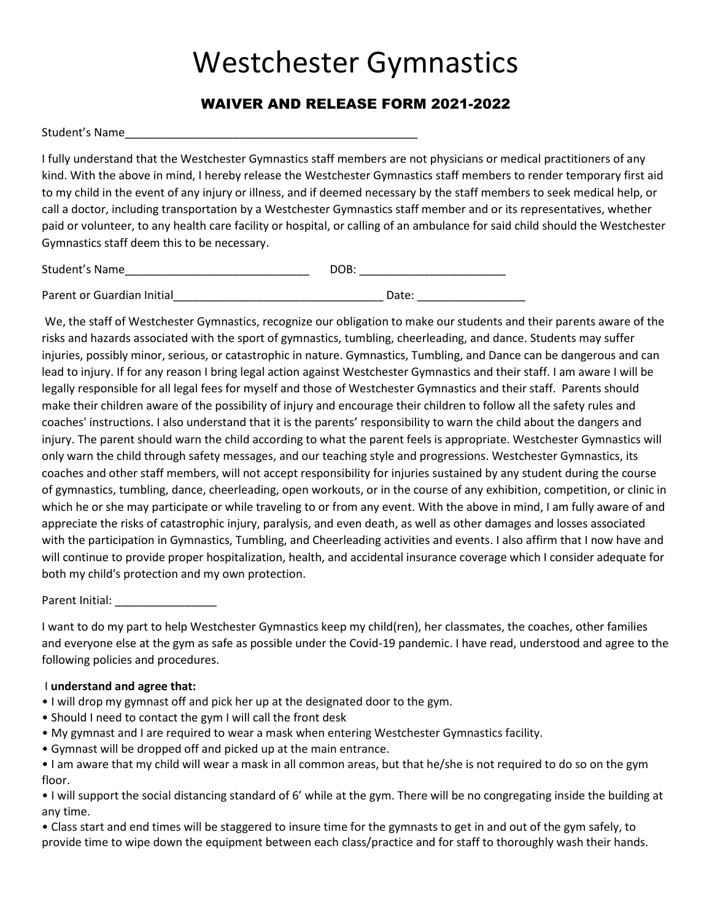# Westchester Gymnastics

## WAIVER AND RELEASE FORM 2021-2022

Student's Name_______________________________________________

I fully understand that the Westchester Gymnastics staff members are not physicians or medical practitioners of any kind. With the above in mind, I hereby release the Westchester Gymnastics staff members to render temporary first aid to my child in the event of any injury or illness, and if deemed necessary by the staff members to seek medical help, or call a doctor, including transportation by a Westchester Gymnastics staff member and or its representatives, whether paid or volunteer, to any health care facility or hospital, or calling of an ambulance for said child should the Westchester Gymnastics staff deem this to be necessary.

Student's Name_____________________________ DOB: _______________________

Parent or Guardian Initial_________________________________ Date: _________________

We, the staff of Westchester Gymnastics, recognize our obligation to make our students and their parents aware of the risks and hazards associated with the sport of gymnastics, tumbling, cheerleading, and dance. Students may suffer injuries, possibly minor, serious, or catastrophic in nature. Gymnastics, Tumbling, and Dance can be dangerous and can lead to injury. If for any reason I bring legal action against Westchester Gymnastics and their staff. I am aware I will be legally responsible for all legal fees for myself and those of Westchester Gymnastics and their staff. Parents should make their children aware of the possibility of injury and encourage their children to follow all the safety rules and coaches' instructions. I also understand that it is the parents' responsibility to warn the child about the dangers and injury. The parent should warn the child according to what the parent feels is appropriate. Westchester Gymnastics will only warn the child through safety messages, and our teaching style and progressions. Westchester Gymnastics, its coaches and other staff members, will not accept responsibility for injuries sustained by any student during the course of gymnastics, tumbling, dance, cheerleading, open workouts, or in the course of any exhibition, competition, or clinic in which he or she may participate or while traveling to or from any event. With the above in mind, I am fully aware of and appreciate the risks of catastrophic injury, paralysis, and even death, as well as other damages and losses associated with the participation in Gymnastics, Tumbling, and Cheerleading activities and events. I also affirm that I now have and will continue to provide proper hospitalization, health, and accidental insurance coverage which I consider adequate for both my child's protection and my own protection.

Parent Initial: ________________

I want to do my part to help Westchester Gymnastics keep my child(ren), her classmates, the coaches, other families and everyone else at the gym as safe as possible under the Covid-19 pandemic. I have read, understood and agree to the following policies and procedures.

I **understand and agree that:**

- I will drop my gymnast off and pick her up at the designated door to the gym.
- Should I need to contact the gym I will call the front desk
- My gymnast and I are required to wear a mask when entering Westchester Gymnastics facility.
- Gymnast will be dropped off and picked up at the main entrance.
- I am aware that my child will wear a mask in all common areas, but that he/she is not required to do so on the gym floor.
- I will support the social distancing standard of 6' while at the gym. There will be no congregating inside the building at any time.
- Class start and end times will be staggered to insure time for the gymnasts to get in and out of the gym safely, to provide time to wipe down the equipment between each class/practice and for staff to thoroughly wash their hands.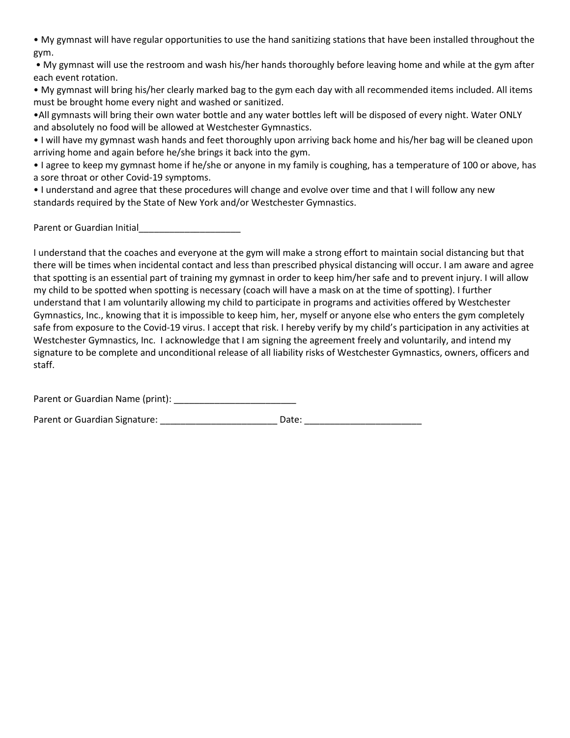- My gymnast will have regular opportunities to use the hand sanitizing stations that have been installed throughout the gym.
- My gymnast will use the restroom and wash his/her hands thoroughly before leaving home and while at the gym after each event rotation.
- My gymnast will bring his/her clearly marked bag to the gym each day with all recommended items included. All items must be brought home every night and washed or sanitized.
- All gymnasts will bring their own water bottle and any water bottles left will be disposed of every night. Water ONLY and absolutely no food will be allowed at Westchester Gymnastics.
- I will have my gymnast wash hands and feet thoroughly upon arriving back home and his/her bag will be cleaned upon arriving home and again before he/she brings it back into the gym.
- I agree to keep my gymnast home if he/she or anyone in my family is coughing, has a temperature of 100 or above, has a sore throat or other Covid-19 symptoms.
- I understand and agree that these procedures will change and evolve over time and that I will follow any new standards required by the State of New York and/or Westchester Gymnastics.

Parent or Guardian Initial____________________

I understand that the coaches and everyone at the gym will make a strong effort to maintain social distancing but that there will be times when incidental contact and less than prescribed physical distancing will occur. I am aware and agree that spotting is an essential part of training my gymnast in order to keep him/her safe and to prevent injury. I will allow my child to be spotted when spotting is necessary (coach will have a mask on at the time of spotting). I further understand that I am voluntarily allowing my child to participate in programs and activities offered by Westchester Gymnastics, Inc., knowing that it is impossible to keep him, her, myself or anyone else who enters the gym completely safe from exposure to the Covid-19 virus. I accept that risk. I hereby verify by my child's participation in any activities at Westchester Gymnastics, Inc. I acknowledge that I am signing the agreement freely and voluntarily, and intend my signature to be complete and unconditional release of all liability risks of Westchester Gymnastics, owners, officers and staff.

Parent or Guardian Name (print): ________________________

Parent or Guardian Signature: _______________________ Date: _______________________